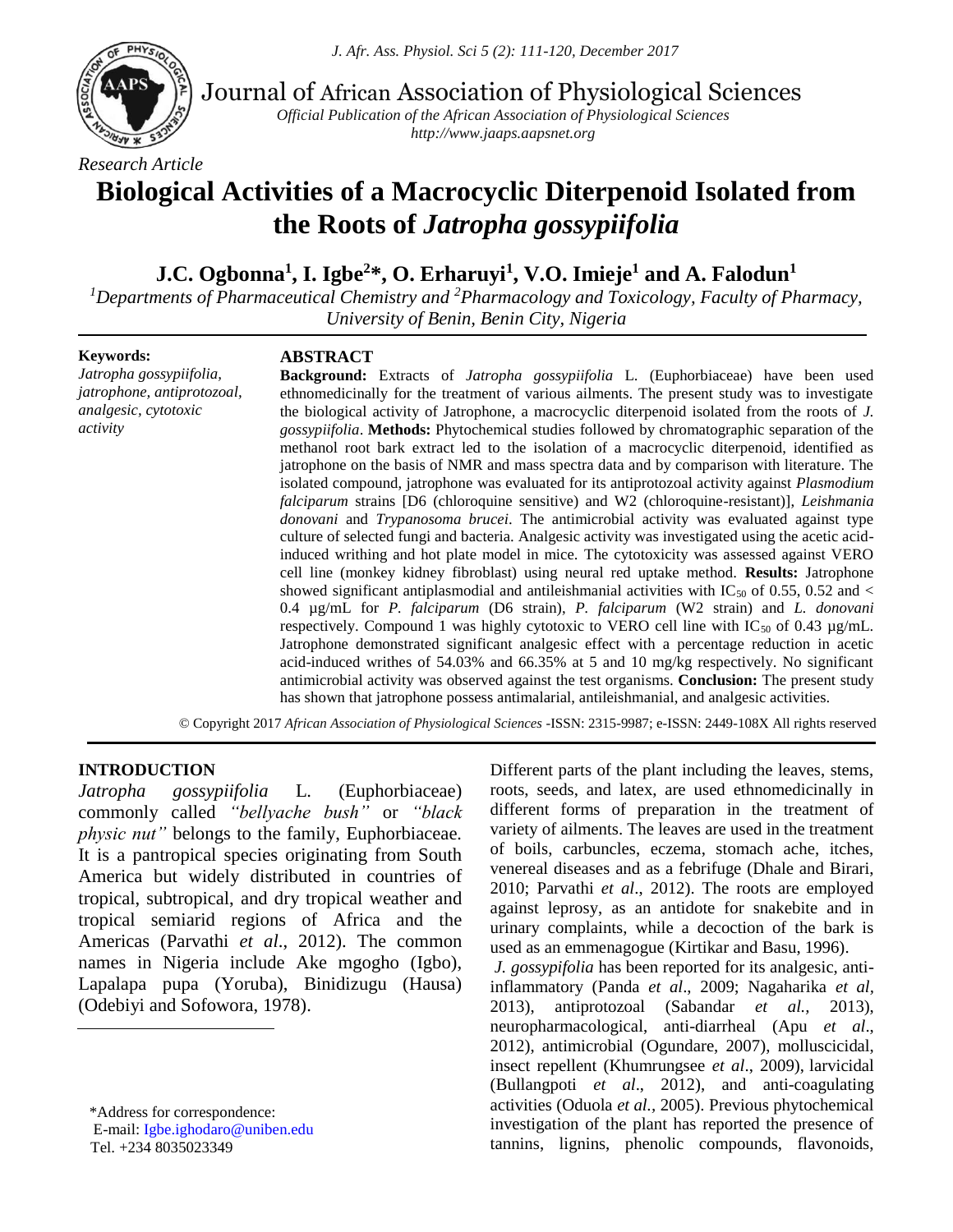Journal of African Association of Physiological Sciences

*Official Publication of the African Association of Physiological Sciences*
*http://www.jaaps.aapsnet.org*

*Research Article*

# Biological Activities of a Macrocyclic Diterpenoid Isolated from the Roots of *Jatropha gossypiifolia*

**J.C. Ogbonna[1], I. Igbe[2]*, O. Erharuyi[1], V.O. Imieje[1] and A. Falodun[1]**

[1]Departments of Pharmaceutical Chemistry and [2]Pharmacology and Toxicology, Faculty of Pharmacy, University of Benin, Benin City, Nigeria

**Keywords:**
*Jatropha gossypiifolia, jatrophone, antiprotozoal, analgesic, cytotoxic activity*

## ABSTRACT

**Background:** Extracts of *Jatropha gossypiifolia* L. (Euphorbiaceae) have been used ethnomedicinally for the treatment of various ailments. The present study was to investigate the biological activity of Jatrophone, a macrocyclic diterpenoid isolated from the roots of *J. gossypiifolia*. **Methods:** Phytochemical studies followed by chromatographic separation of the methanol root bark extract led to the isolation of a macrocyclic diterpenoid, identified as jatrophone on the basis of NMR and mass spectra data and by comparison with literature. The isolated compound, jatrophone was evaluated for its antiprotozoal activity against *Plasmodium falciparum* strains [D6 (chloroquine sensitive) and W2 (chloroquine-resistant)], *Leishmania donovani* and *Trypanosoma brucei*. The antimicrobial activity was evaluated against type culture of selected fungi and bacteria. Analgesic activity was investigated using the acetic acid-induced writhing and hot plate model in mice. The cytotoxicity was assessed against VERO cell line (monkey kidney fibroblast) using neural red uptake method. **Results:** Jatrophone showed significant antiplasmodial and antileishmanial activities with $IC_{50}$ of 0.55, 0.52 and < 0.4 µg/mL for *P. falciparum* (D6 strain), *P. falciparum* (W2 strain) and *L. donovani* respectively. Compound 1 was highly cytotoxic to VERO cell line with $IC_{50}$ of 0.43 µg/mL. Jatrophone demonstrated significant analgesic effect with a percentage reduction in acetic acid-induced writhes of 54.03% and 66.35% at 5 and 10 mg/kg respectively. No significant antimicrobial activity was observed against the test organisms. **Conclusion:** The present study has shown that jatrophone possess antimalarial, antileishmanial, and analgesic activities.

© Copyright 2017 *African Association of Physiological Sciences* -ISSN: 2315-9987; e-ISSN: 2449-108X All rights reserved

## INTRODUCTION

*Jatropha gossypiifolia* L. (Euphorbiaceae) commonly called *"bellyache bush"* or *"black physic nut"* belongs to the family, Euphorbiaceae. It is a pantropical species originating from South America but widely distributed in countries of tropical, subtropical, and dry tropical weather and tropical semiarid regions of Africa and the Americas (Parvathi *et al*., 2012). The common names in Nigeria include Ake mgogho (Igbo), Lapalapa pupa (Yoruba), Binidizugu (Hausa) (Odebiyi and Sofowora, 1978).

Different parts of the plant including the leaves, stems, roots, seeds, and latex, are used ethnomedicinally in different forms of preparation in the treatment of variety of ailments. The leaves are used in the treatment of boils, carbuncles, eczema, stomach ache, itches, venereal diseases and as a febrifuge (Dhale and Birari, 2010; Parvathi *et al*., 2012). The roots are employed against leprosy, as an antidote for snakebite and in urinary complaints, while a decoction of the bark is used as an emmenagogue (Kirtikar and Basu, 1996).

*J. gossypifolia* has been reported for its analgesic, anti-inflammatory (Panda *et al*., 2009; Nagaharika *et al*, 2013), antiprotozoal (Sabandar *et al.*, 2013), neuropharmacological, anti-diarrheal (Apu *et al*., 2012), antimicrobial (Ogundare, 2007), molluscicidal, insect repellent (Khumrungsee *et al*., 2009), larvicidal (Bullangpoti *et al*., 2012), and anti-coagulating activities (Oduola *et al.*, 2005). Previous phytochemical investigation of the plant has reported the presence of tannins, lignins, phenolic compounds, flavonoids,

*Address for correspondence:
E-mail: Igbe.ighodaro@uniben.edu
Tel. +234 8035023349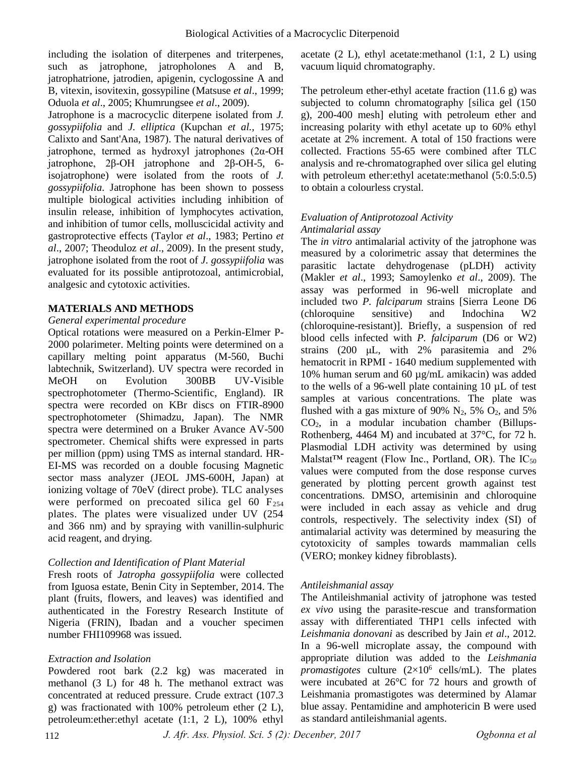including the isolation of diterpenes and triterpenes, such as jatrophone, jatropholones A and B, jatrophatrione, jatrodien, apigenin, cyclogossine A and B, vitexin, isovitexin, gossypiline (Matsuse *et al*., 1999; Oduola *et al*., 2005; Khumrungsee *et al*., 2009).

Jatrophone is a macrocyclic diterpene isolated from *J. gossypiifolia* and *J. elliptica* (Kupchan *et al.,* 1975; Calixto and Sant'Ana, 1987). The natural derivatives of jatrophone, termed as hydroxyl jatrophones (2α-OH jatrophone, 2β-OH jatrophone and 2β-OH-5, 6-isojatrophone) were isolated from the roots of *J. gossypiifolia*. Jatrophone has been shown to possess multiple biological activities including inhibition of insulin release, inhibition of lymphocytes activation, and inhibition of tumor cells, molluscicidal activity and gastroprotective effects (Taylor *et al*., 1983; Pertino *et al*., 2007; Theoduloz *et al*., 2009). In the present study, jatrophone isolated from the root of *J. gossypiifolia* was evaluated for its possible antiprotozoal, antimicrobial, analgesic and cytotoxic activities.

## MATERIALS AND METHODS

### *General experimental procedure*

Optical rotations were measured on a Perkin-Elmer P-2000 polarimeter. Melting points were determined on a capillary melting point apparatus (M-560, Buchi labtechnik, Switzerland). UV spectra were recorded in MeOH on Evolution 300BB UV-Visible spectrophotometer (Thermo-Scientific, England). IR spectra were recorded on KBr discs on FTIR-8900 spectrophotometer (Shimadzu, Japan). The NMR spectra were determined on a Bruker Avance AV-500 spectrometer. Chemical shifts were expressed in parts per million (ppm) using TMS as internal standard. HR-EI-MS was recorded on a double focusing Magnetic sector mass analyzer (JEOL JMS-600H, Japan) at ionizing voltage of 70eV (direct probe). TLC analyses were performed on precoated silica gel 60 $F_{254}$ plates. The plates were visualized under UV (254 and 366 nm) and by spraying with vanillin-sulphuric acid reagent, and drying.

### *Collection and Identification of Plant Material*

Fresh roots of *Jatropha gossypiifolia* were collected from Iguosa estate, Benin City in September, 2014. The plant (fruits, flowers, and leaves) was identified and authenticated in the Forestry Research Institute of Nigeria (FRIN), Ibadan and a voucher specimen number FHI109968 was issued.

### *Extraction and Isolation*

Powdered root bark (2.2 kg) was macerated in methanol (3 L) for 48 h. The methanol extract was concentrated at reduced pressure. Crude extract (107.3 g) was fractionated with 100% petroleum ether (2 L), petroleum:ether:ethyl acetate (1:1, 2 L), 100% ethyl acetate (2 L), ethyl acetate:methanol (1:1, 2 L) using vacuum liquid chromatography.

The petroleum ether-ethyl acetate fraction (11.6 g) was subjected to column chromatography [silica gel (150 g), 200-400 mesh] eluting with petroleum ether and increasing polarity with ethyl acetate up to 60% ethyl acetate at 2% increment. A total of 150 fractions were collected. Fractions 55-65 were combined after TLC analysis and re-chromatographed over silica gel eluting with petroleum ether:ethyl acetate:methanol (5:0.5:0.5) to obtain a colourless crystal.

### *Evaluation of Antiprotozoal Activity*

#### *Antimalarial assay*

The *in vitro* antimalarial activity of the jatrophone was measured by a colorimetric assay that determines the parasitic lactate dehydrogenase (pLDH) activity (Makler *et al*., 1993; Samoylenko *et al*., 2009). The assay was performed in 96-well microplate and included two *P. falciparum* strains [Sierra Leone D6 (chloroquine sensitive) and Indochina W2 (chloroquine-resistant)]. Briefly, a suspension of red blood cells infected with *P. falciparum* (D6 or W2) strains (200 µL, with 2% parasitemia and 2% hematocrit in RPMI - 1640 medium supplemented with 10% human serum and 60 µg/mL amikacin) was added to the wells of a 96-well plate containing 10 µL of test samples at various concentrations. The plate was flushed with a gas mixture of 90% $N_2$, 5% $O_2$, and 5% $CO_2$, in a modular incubation chamber (Billups-Rothenberg, 4464 M) and incubated at 37°C, for 72 h. Plasmodial LDH activity was determined by using Malstat™ reagent (Flow Inc., Portland, OR). The $IC_{50}$ values were computed from the dose response curves generated by plotting percent growth against test concentrations. DMSO, artemisinin and chloroquine were included in each assay as vehicle and drug controls, respectively. The selectivity index (SI) of antimalarial activity was determined by measuring the cytotoxicity of samples towards mammalian cells (VERO; monkey kidney fibroblasts).

#### *Antileishmanial assay*

The Antileishmanial activity of jatrophone was tested *ex vivo* using the parasite-rescue and transformation assay with differentiated THP1 cells infected with *Leishmania donovani* as described by Jain *et al*., 2012. In a 96-well microplate assay, the compound with appropriate dilution was added to the *Leishmania promastigotes* culture ($2 \times 10^6$ cells/mL). The plates were incubated at 26°C for 72 hours and growth of Leishmania promastigotes was determined by Alamar blue assay. Pentamidine and amphotericin B were used as standard antileishmanial agents.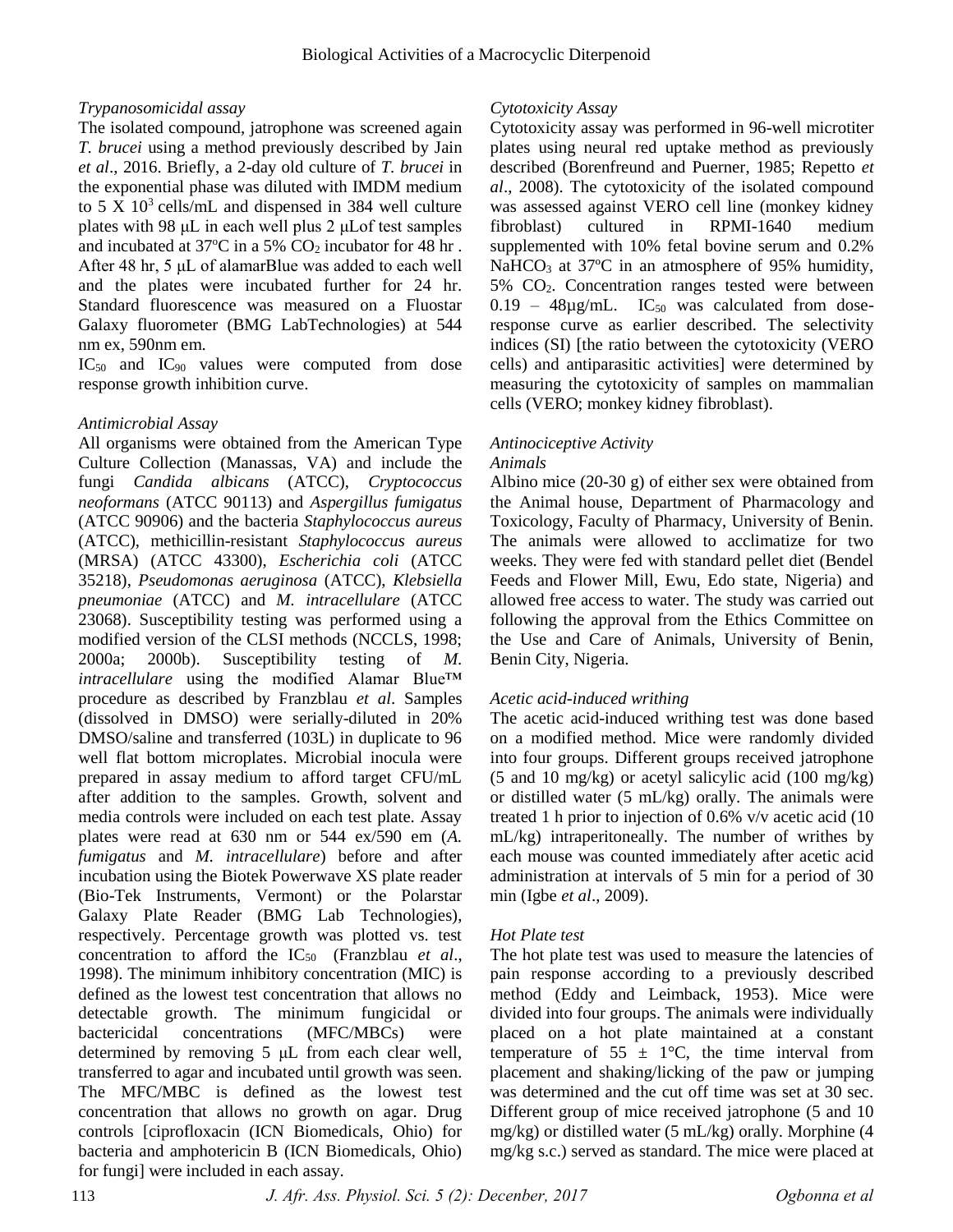*Trypanosomicidal assay*

The isolated compound, jatrophone was screened again *T. brucei* using a method previously described by Jain *et al*., 2016. Briefly, a 2-day old culture of *T. brucei* in the exponential phase was diluted with IMDM medium to 5 X $10^3$ cells/mL and dispensed in 384 well culture plates with 98 μL in each well plus 2 μLof test samples and incubated at 37ºC in a 5% $CO_2$ incubator for 48 hr . After 48 hr, 5 μL of alamarBlue was added to each well and the plates were incubated further for 24 hr. Standard fluorescence was measured on a Fluostar Galaxy fluorometer (BMG LabTechnologies) at 544 nm ex, 590nm em.

$IC_{50}$ and $IC_{90}$ values were computed from dose response growth inhibition curve.

*Antimicrobial Assay*

All organisms were obtained from the American Type Culture Collection (Manassas, VA) and include the fungi *Candida albicans* (ATCC), *Cryptococcus neoformans* (ATCC 90113) and *Aspergillus fumigatus* (ATCC 90906) and the bacteria *Staphylococcus aureus* (ATCC), methicillin-resistant *Staphylococcus aureus* (MRSA) (ATCC 43300), *Escherichia coli* (ATCC 35218), *Pseudomonas aeruginosa* (ATCC), *Klebsiella pneumoniae* (ATCC) and *M. intracellulare* (ATCC 23068). Susceptibility testing was performed using a modified version of the CLSI methods (NCCLS, 1998; 2000a; 2000b). Susceptibility testing of *M. intracellulare* using the modified Alamar Blue™ procedure as described by Franzblau *et al*. Samples (dissolved in DMSO) were serially-diluted in 20% DMSO/saline and transferred (103L) in duplicate to 96 well flat bottom microplates. Microbial inocula were prepared in assay medium to afford target CFU/mL after addition to the samples. Growth, solvent and media controls were included on each test plate. Assay plates were read at 630 nm or 544 ex/590 em (*A. fumigatus* and *M. intracellulare*) before and after incubation using the Biotek Powerwave XS plate reader (Bio-Tek Instruments, Vermont) or the Polarstar Galaxy Plate Reader (BMG Lab Technologies), respectively. Percentage growth was plotted vs. test concentration to afford the $IC_{50}$ (Franzblau *et al*., 1998). The minimum inhibitory concentration (MIC) is defined as the lowest test concentration that allows no detectable growth. The minimum fungicidal or bactericidal concentrations (MFC/MBCs) were determined by removing 5 μL from each clear well, transferred to agar and incubated until growth was seen. The MFC/MBC is defined as the lowest test concentration that allows no growth on agar. Drug controls [ciprofloxacin (ICN Biomedicals, Ohio) for bacteria and amphotericin B (ICN Biomedicals, Ohio) for fungi] were included in each assay.

*Cytotoxicity Assay*

Cytotoxicity assay was performed in 96-well microtiter plates using neural red uptake method as previously described (Borenfreund and Puerner, 1985; Repetto *et al*., 2008). The cytotoxicity of the isolated compound was assessed against VERO cell line (monkey kidney fibroblast) cultured in RPMI-1640 medium supplemented with 10% fetal bovine serum and 0.2% $NaHCO_3$ at 37ºC in an atmosphere of 95% humidity, 5% $CO_2$. Concentration ranges tested were between 0.19 – 48µg/mL. $IC_{50}$ was calculated from dose-response curve as earlier described. The selectivity indices (SI) [the ratio between the cytotoxicity (VERO cells) and antiparasitic activities] were determined by measuring the cytotoxicity of samples on mammalian cells (VERO; monkey kidney fibroblast).

*Antinociceptive Activity*

*Animals*

Albino mice (20-30 g) of either sex were obtained from the Animal house, Department of Pharmacology and Toxicology, Faculty of Pharmacy, University of Benin. The animals were allowed to acclimatize for two weeks. They were fed with standard pellet diet (Bendel Feeds and Flower Mill, Ewu, Edo state, Nigeria) and allowed free access to water. The study was carried out following the approval from the Ethics Committee on the Use and Care of Animals, University of Benin, Benin City, Nigeria.

*Acetic acid-induced writhing*

The acetic acid-induced writhing test was done based on a modified method. Mice were randomly divided into four groups. Different groups received jatrophone (5 and 10 mg/kg) or acetyl salicylic acid (100 mg/kg) or distilled water (5 mL/kg) orally. The animals were treated 1 h prior to injection of 0.6% v/v acetic acid (10 mL/kg) intraperitoneally. The number of writhes by each mouse was counted immediately after acetic acid administration at intervals of 5 min for a period of 30 min (Igbe *et al*., 2009).

*Hot Plate test*

The hot plate test was used to measure the latencies of pain response according to a previously described method (Eddy and Leimback, 1953). Mice were divided into four groups. The animals were individually placed on a hot plate maintained at a constant temperature of 55 ± 1°C, the time interval from placement and shaking/licking of the paw or jumping was determined and the cut off time was set at 30 sec. Different group of mice received jatrophone (5 and 10 mg/kg) or distilled water (5 mL/kg) orally. Morphine (4 mg/kg s.c.) served as standard. The mice were placed at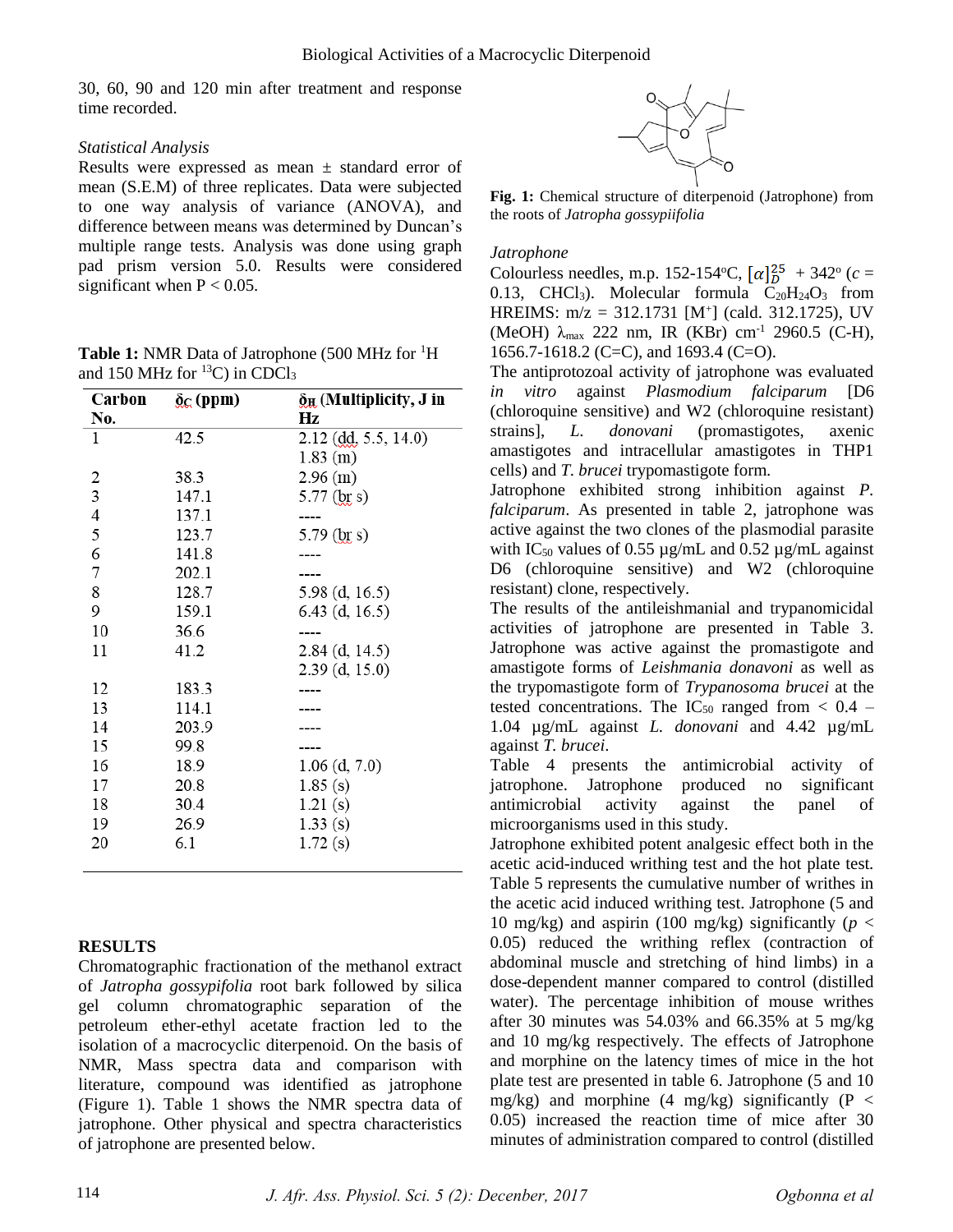30, 60, 90 and 120 min after treatment and response time recorded.

*Statistical Analysis*

Results were expressed as mean ± standard error of mean (S.E.M) of three replicates. Data were subjected to one way analysis of variance (ANOVA), and difference between means was determined by Duncan's multiple range tests. Analysis was done using graph pad prism version 5.0. Results were considered significant when P < 0.05.

**Table 1:** NMR Data of Jatrophone (500 MHz for $^1$H and 150 MHz for $^{13}$C) in $CDCl_3$

| Carbon No. | $\delta_C$ (ppm) | $\delta_H$ (Multiplicity, J in Hz |
|---|---|---|
| 1 | 42.5 | 2.12 (dd, 5.5, 14.0) 1.83 (m) |
| 2 | 38.3 | 2.96 (m) |
| 3 | 147.1 | 5.77 (br s) |
| 4 | 137.1 | ---- |
| 5 | 123.7 | 5.79 (br s) |
| 6 | 141.8 | ---- |
| 7 | 202.1 | ---- |
| 8 | 128.7 | 5.98 (d, 16.5) |
| 9 | 159.1 | 6.43 (d, 16.5) |
| 10 | 36.6 | ---- |
| 11 | 41.2 | 2.84 (d, 14.5) 2.39 (d, 15.0) |
| 12 | 183.3 | ---- |
| 13 | 114.1 | ---- |
| 14 | 203.9 | ---- |
| 15 | 99.8 | ---- |
| 16 | 18.9 | 1.06 (d, 7.0) |
| 17 | 20.8 | 1.85 (s) |
| 18 | 30.4 | 1.21 (s) |
| 19 | 26.9 | 1.33 (s) |
| 20 | 6.1 | 1.72 (s) |

## RESULTS

Chromatographic fractionation of the methanol extract of *Jatropha gossypifolia* root bark followed by silica gel column chromatographic separation of the petroleum ether-ethyl acetate fraction led to the isolation of a macrocyclic diterpenoid. On the basis of NMR, Mass spectra data and comparison with literature, compound was identified as jatrophone (Figure 1). Table 1 shows the NMR spectra data of jatrophone. Other physical and spectra characteristics of jatrophone are presented below.

**Fig. 1:** Chemical structure of diterpenoid (Jatrophone) from the roots of *Jatropha gossypiifolia*

*Jatrophone*

Colourless needles, m.p. 152-154°C, $[\alpha]_D^{25}$ + 342° (*c* = 0.13, $CHCl_3$). Molecular formula $C_{20}H_{24}O_3$ from HREIMS: m/z = 312.1731 [M$^+$] (cald. 312.1725), UV (MeOH) $\lambda_{max}$ 222 nm, IR (KBr) cm$^{-1}$ 2960.5 (C-H), 1656.7-1618.2 (C=C), and 1693.4 (C=O).

The antiprotozoal activity of jatrophone was evaluated *in vitro* against *Plasmodium falciparum* [D6 (chloroquine sensitive) and W2 (chloroquine resistant) strains], *L. donovani* (promastigotes, axenic amastigotes and intracellular amastigotes in THP1 cells) and *T. brucei* trypomastigote form.

Jatrophone exhibited strong inhibition against *P. falciparum*. As presented in table 2, jatrophone was active against the two clones of the plasmodial parasite with $IC_{50}$ values of 0.55 µg/mL and 0.52 µg/mL against D6 (chloroquine sensitive) and W2 (chloroquine resistant) clone, respectively.

The results of the antileishmanial and trypanomicidal activities of jatrophone are presented in Table 3. Jatrophone was active against the promastigote and amastigote forms of *Leishmania donavoni* as well as the trypomastigote form of *Trypanosoma brucei* at the tested concentrations. The $IC_{50}$ ranged from < 0.4 – 1.04 µg/mL against *L. donovani* and 4.42 µg/mL against *T. brucei*.

Table 4 presents the antimicrobial activity of jatrophone. Jatrophone produced no significant antimicrobial activity against the panel of microorganisms used in this study.

Jatrophone exhibited potent analgesic effect both in the acetic acid-induced writhing test and the hot plate test. Table 5 represents the cumulative number of writhes in the acetic acid induced writhing test. Jatrophone (5 and 10 mg/kg) and aspirin (100 mg/kg) significantly ($p$ < 0.05) reduced the writhing reflex (contraction of abdominal muscle and stretching of hind limbs) in a dose-dependent manner compared to control (distilled water). The percentage inhibition of mouse writhes after 30 minutes was 54.03% and 66.35% at 5 mg/kg and 10 mg/kg respectively. The effects of Jatrophone and morphine on the latency times of mice in the hot plate test are presented in table 6. Jatrophone (5 and 10 mg/kg) and morphine (4 mg/kg) significantly (P < 0.05) increased the reaction time of mice after 30 minutes of administration compared to control (distilled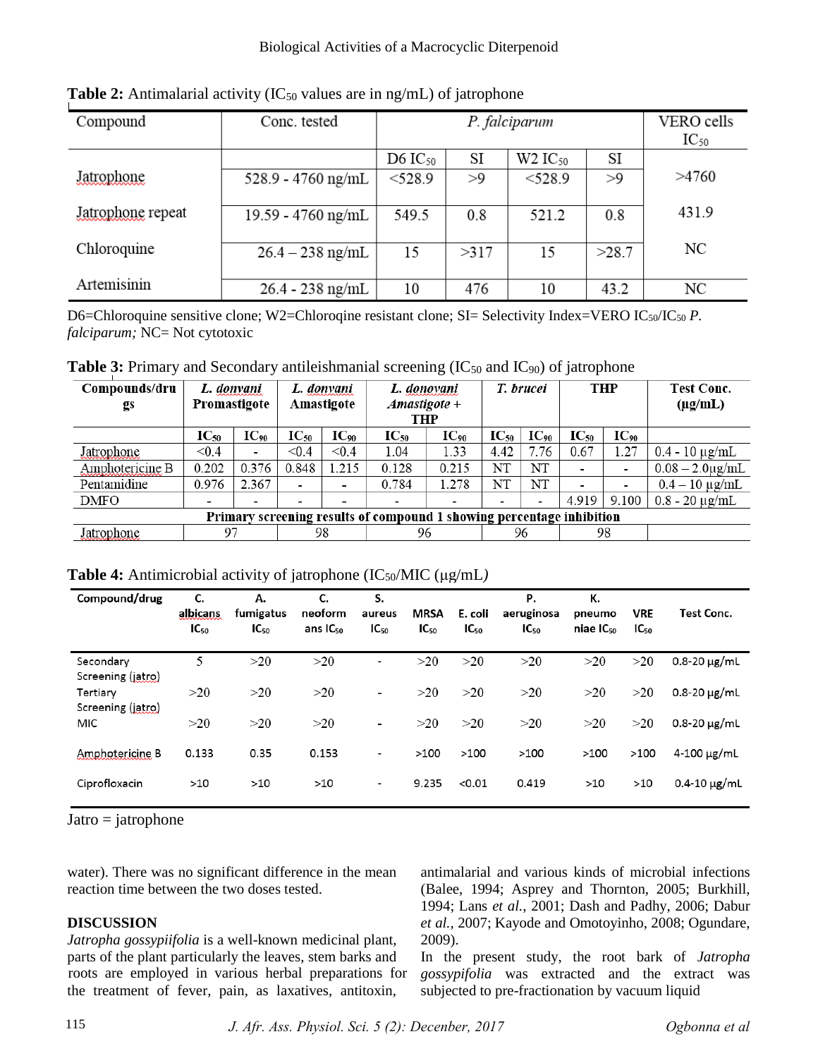**Table 2:** Antimalarial activity ($IC_{50}$ values are in ng/mL) of jatrophone

| Compound | Conc. tested | *P. falciparum* | | | | VERO cells $IC_{50}$ |
|---|---|---|---|---|---|---|
| | | D6 $IC_{50}$ | SI | W2 $IC_{50}$ | SI | |
| Jatrophone | 528.9 - 4760 ng/mL | <528.9 | >9 | <528.9 | >9 | >4760 |
| Jatrophone repeat | 19.59 - 4760 ng/mL | 549.5 | 0.8 | 521.2 | 0.8 | 431.9 |
| Chloroquine | 26.4 – 238 ng/mL | 15 | >317 | 15 | >28.7 | NC |
| Artemisinin | 26.4 - 238 ng/mL | 10 | 476 | 10 | 43.2 | NC |

D6=Chloroquine sensitive clone; W2=Chloroqine resistant clone; SI= Selectivity Index=VERO $IC_{50}$/$IC_{50}$ *P. falciparum;* NC= Not cytotoxic

**Table 3:** Primary and Secondary antileishmanial screening ($IC_{50}$ and $IC_{90}$) of jatrophone

| Compounds/drugs | *L. donvani* Promastigote | | *L. donvani* Amastigote | | *L. donovani Amastigote* + THP | | *T. brucei* | | THP | | Test Conc. (µg/mL) |
|---|---|---|---|---|---|---|---|---|---|---|---|
| | $IC_{50}$ | $IC_{90}$ | $IC_{50}$ | $IC_{90}$ | $IC_{50}$ | $IC_{90}$ | $IC_{50}$ | $IC_{90}$ | $IC_{50}$ | $IC_{90}$ | |
| Jatrophone | <0.4 | - | <0.4 | <0.4 | 1.04 | 1.33 | 4.42 | 7.76 | 0.67 | 1.27 | 0.4 - 10 µg/mL |
| Amphotericine B | 0.202 | 0.376 | 0.848 | 1.215 | 0.128 | 0.215 | NT | NT | - | - | 0.08 – 2.0µg/mL |
| Pentamidine | 0.976 | 2.367 | - | - | 0.784 | 1.278 | NT | NT | - | - | 0.4 – 10 µg/mL |
| DMFO | - | - | - | - | - | - | - | - | 4.919 | 9.100 | 0.8 - 20 µg/mL |
| **Primary screening results of compound 1 showing percentage inhibition** | | | | | | | | | | | |
| Jatrophone | 97 | | 98 | | 96 | | 96 | | 98 | | |

**Table 4:** Antimicrobial activity of jatrophone ($IC_{50}$/MIC (µg/mL*)*

| Compound/drug | C. albicans $IC_{50}$ | A. fumigatus $IC_{50}$ | C. neoformans $IC_{50}$ | S. aureus $IC_{50}$ | MRSA $IC_{50}$ | E. coli $IC_{50}$ | P. aeruginosa $IC_{50}$ | K. pneumoniae $IC_{50}$ | VRE $IC_{50}$ | Test Conc. |
|---|---|---|---|---|---|---|---|---|---|---|
| Secondary Screening (jatro) | 5 | >20 | >20 | - | >20 | >20 | >20 | >20 | >20 | 0.8-20 µg/mL |
| Tertiary Screening (jatro) | >20 | >20 | >20 | - | >20 | >20 | >20 | >20 | >20 | 0.8-20 µg/mL |
| MIC | >20 | >20 | >20 | - | >20 | >20 | >20 | >20 | >20 | 0.8-20 µg/mL |
| Amphotericine B | 0.133 | 0.35 | 0.153 | - | >100 | >100 | >100 | >100 | >100 | 4-100 µg/mL |
| Ciprofloxacin | >10 | >10 | >10 | - | 9.235 | <0.01 | 0.419 | >10 | >10 | 0.4-10 µg/mL |

Jatro = jatrophone

water). There was no significant difference in the mean reaction time between the two doses tested.

## DISCUSSION

*Jatropha gossypiifolia* is a well-known medicinal plant, parts of the plant particularly the leaves, stem barks and roots are employed in various herbal preparations for the treatment of fever, pain, as laxatives, antitoxin, antimalarial and various kinds of microbial infections (Balee, 1994; Asprey and Thornton, 2005; Burkhill, 1994; Lans *et al.*, 2001; Dash and Padhy, 2006; Dabur *et al.*, 2007; Kayode and Omotoyinho, 2008; Ogundare, 2009).

In the present study, the root bark of *Jatropha gossypifolia* was extracted and the extract was subjected to pre-fractionation by vacuum liquid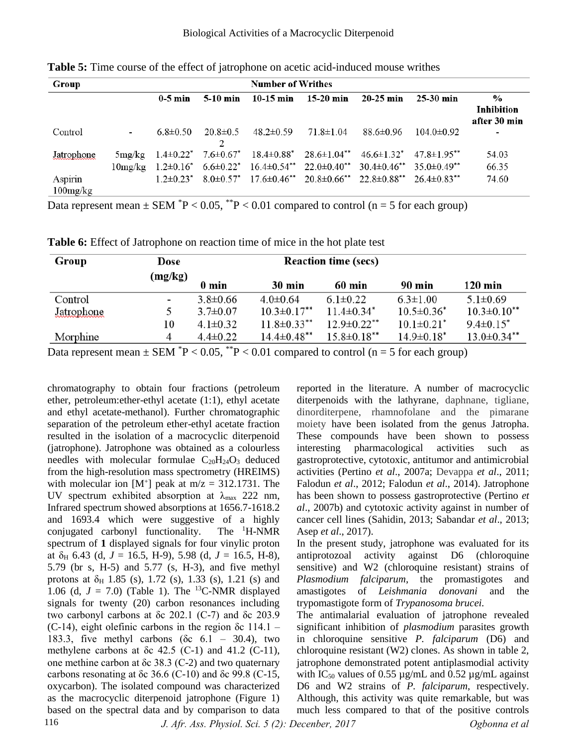**Table 5:** Time course of the effect of jatrophone on acetic acid-induced mouse writhes

| Group | | Number of Writhes | | | | | | |
|---|---|---|---|---|---|---|---|---|
| | | 0-5 min | 5-10 min | 10-15 min | 15-20 min | 20-25 min | 25-30 min | % Inhibition after 30 min |
| Control | - | 6.8±0.50 | 20.8±0.52 | 48.2±0.59 | 71.8±1.04 | 88.6±0.96 | 104.0±0.92 | - |
| Jatrophone | 5mg/kg | 1.4±0.22* | 7.6±0.67* | 18.4±0.88* | 28.6±1.04** | 46.6±1.32* | 47.8±1.95** | 54.03 |
| | 10mg/kg | 1.2±0.16* | 6.6±0.22* | 16.4±0.54** | 22.0±0.40** | 30.4±0.46** | 35.0±0.49** | 66.35 |
| Aspirin 100mg/kg | | 1.2±0.23* | 8.0±0.57* | 17.6±0.46** | 20.8±0.66** | 22.8±0.88** | 26.4±0.83** | 74.60 |

Data represent mean ± SEM *P < 0.05, **P < 0.01 compared to control (n = 5 for each group)

**Table 6:** Effect of Jatrophone on reaction time of mice in the hot plate test

| Group | Dose (mg/kg) | Reaction time (secs) | | | | |
|---|---|---|---|---|---|---|
| | | 0 min | 30 min | 60 min | 90 min | 120 min |
| Control | - | 3.8±0.66 | 4.0±0.64 | 6.1±0.22 | 6.3±1.00 | 5.1±0.69 |
| Jatrophone | 5 | 3.7±0.07 | 10.3±0.17** | 11.4±0.34* | 10.5±0.36* | 10.3±0.10** |
| | 10 | 4.1±0.32 | 11.8±0.33** | 12.9±0.22** | 10.1±0.21* | 9.4±0.15* |
| Morphine | 4 | 4.4±0.22 | 14.4±0.48** | 15.8±0.18** | 14.9±0.18* | 13.0±0.34** |

Data represent mean ± SEM *P < 0.05, **P < 0.01 compared to control (n = 5 for each group)

chromatography to obtain four fractions (petroleum ether, petroleum:ether-ethyl acetate (1:1), ethyl acetate and ethyl acetate-methanol). Further chromatographic separation of the petroleum ether-ethyl acetate fraction resulted in the isolation of a macrocyclic diterpenoid (jatrophone). Jatrophone was obtained as a colourless needles with molecular formulae $C_{20}H_{24}O_3$ deduced from the high-resolution mass spectrometry (HREIMS) with molecular ion [$M^+$] peak at m/z = 312.1731. The UV spectrum exhibited absorption at $\lambda_{max}$ 222 nm, Infrared spectrum showed absorptions at 1656.7-1618.2 and 1693.4 which were suggestive of a highly conjugated carbonyl functionality. The $^1$H-NMR spectrum of **1** displayed signals for four vinylic proton at $\delta_H$ 6.43 (d, $J$ = 16.5, H-9), 5.98 (d, $J$ = 16.5, H-8), 5.79 (br s, H-5) and 5.77 (s, H-3), and five methyl protons at $\delta_H$ 1.85 (s), 1.72 (s), 1.33 (s), 1.21 (s) and 1.06 (d, $J$ = 7.0) (Table 1). The $^{13}$C-NMR displayed signals for twenty (20) carbon resonances including two carbonyl carbons at δc 202.1 (C-7) and δc 203.9 (C-14), eight olefinic carbons in the region δc 114.1 – 183.3, five methyl carbons (δc 6.1 – 30.4), two methylene carbons at δc 42.5 (C-1) and 41.2 (C-11), one methine carbon at δc 38.3 (C-2) and two quaternary carbons resonating at δc 36.6 (C-10) and δc 99.8 (C-15, oxycarbon). The isolated compound was characterized as the macrocyclic diterpenoid jatrophone (Figure 1) based on the spectral data and by comparison to data reported in the literature. A number of macrocyclic diterpenoids with the lathyrane, daphnane, tigliane, dinorditerpene, rhamnofolane and the pimarane moiety have been isolated from the genus Jatropha. These compounds have been shown to possess interesting pharmacological activities such as gastroprotective, cytotoxic, antitumor and antimicrobial activities (Pertino *et al*., 2007a; Devappa *et al*., 2011; Falodun *et al*., 2012; Falodun *et al*., 2014). Jatrophone has been shown to possess gastroprotective (Pertino *et al*., 2007b) and cytotoxic activity against in number of cancer cell lines (Sahidin, 2013; Sabandar *et al*., 2013; Asep *et al*., 2017).

In the present study, jatrophone was evaluated for its antiprotozoal activity against D6 (chloroquine sensitive) and W2 (chloroquine resistant) strains of *Plasmodium falciparum*, the promastigotes and amastigotes of *Leishmania donovani* and the trypomastigote form of *Trypanosoma brucei.*

The antimalarial evaluation of jatrophone revealed significant inhibition of *plasmodium* parasites growth in chloroquine sensitive *P. falciparum* (D6) and chloroquine resistant (W2) clones. As shown in table 2, jatrophone demonstrated potent antiplasmodial activity with $IC_{50}$ values of 0.55 µg/mL and 0.52 µg/mL against D6 and W2 strains of *P. falciparum*, respectively. Although, this activity was quite remarkable, but was much less compared to that of the positive controls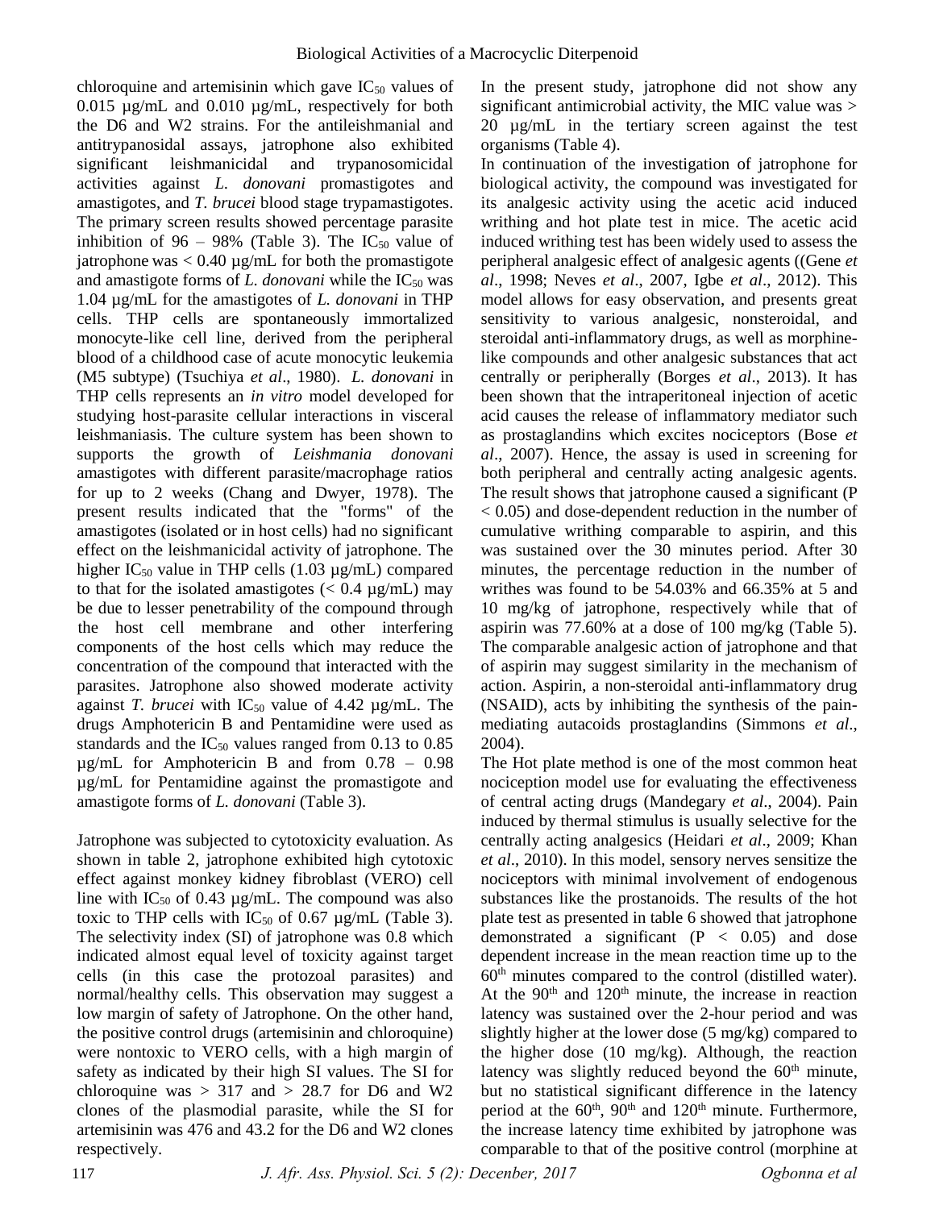chloroquine and artemisinin which gave $IC_{50}$ values of 0.015 µg/mL and 0.010 µg/mL, respectively for both the D6 and W2 strains. For the antileishmanial and antitrypanosidal assays, jatrophone also exhibited significant leishmanicidal and trypanosomicidal activities against *L. donovani* promastigotes and amastigotes, and *T. brucei* blood stage trypamastigotes. The primary screen results showed percentage parasite inhibition of 96 – 98% (Table 3). The $IC_{50}$ value of jatrophone was < 0.40 µg/mL for both the promastigote and amastigote forms of *L. donovani* while the $IC_{50}$ was 1.04 µg/mL for the amastigotes of *L. donovani* in THP cells. THP cells are spontaneously immortalized monocyte-like cell line, derived from the peripheral blood of a childhood case of acute monocytic leukemia (M5 subtype) (Tsuchiya *et al*., 1980). *L. donovani* in THP cells represents an *in vitro* model developed for studying host-parasite cellular interactions in visceral leishmaniasis. The culture system has been shown to supports the growth of *Leishmania donovani* amastigotes with different parasite/macrophage ratios for up to 2 weeks (Chang and Dwyer, 1978). The present results indicated that the "forms" of the amastigotes (isolated or in host cells) had no significant effect on the leishmanicidal activity of jatrophone. The higher $IC_{50}$ value in THP cells (1.03 µg/mL) compared to that for the isolated amastigotes (< 0.4 µg/mL) may be due to lesser penetrability of the compound through the host cell membrane and other interfering components of the host cells which may reduce the concentration of the compound that interacted with the parasites. Jatrophone also showed moderate activity against *T. brucei* with $IC_{50}$ value of 4.42 µg/mL. The drugs Amphotericin B and Pentamidine were used as standards and the $IC_{50}$ values ranged from 0.13 to 0.85 µg/mL for Amphotericin B and from 0.78 – 0.98 µg/mL for Pentamidine against the promastigote and amastigote forms of *L. donovani* (Table 3).

Jatrophone was subjected to cytotoxicity evaluation. As shown in table 2, jatrophone exhibited high cytotoxic effect against monkey kidney fibroblast (VERO) cell line with $IC_{50}$ of 0.43 µg/mL. The compound was also toxic to THP cells with $IC_{50}$ of 0.67 µg/mL (Table 3). The selectivity index (SI) of jatrophone was 0.8 which indicated almost equal level of toxicity against target cells (in this case the protozoal parasites) and normal/healthy cells. This observation may suggest a low margin of safety of Jatrophone. On the other hand, the positive control drugs (artemisinin and chloroquine) were nontoxic to VERO cells, with a high margin of safety as indicated by their high SI values. The SI for chloroquine was > 317 and > 28.7 for D6 and W2 clones of the plasmodial parasite, while the SI for artemisinin was 476 and 43.2 for the D6 and W2 clones respectively.

In the present study, jatrophone did not show any significant antimicrobial activity, the MIC value was > 20 µg/mL in the tertiary screen against the test organisms (Table 4).

In continuation of the investigation of jatrophone for biological activity, the compound was investigated for its analgesic activity using the acetic acid induced writhing and hot plate test in mice. The acetic acid induced writhing test has been widely used to assess the peripheral analgesic effect of analgesic agents ((Gene *et al*., 1998; Neves *et al*., 2007, Igbe *et al*., 2012). This model allows for easy observation, and presents great sensitivity to various analgesic, nonsteroidal, and steroidal anti-inflammatory drugs, as well as morphine-like compounds and other analgesic substances that act centrally or peripherally (Borges *et al*., 2013). It has been shown that the intraperitoneal injection of acetic acid causes the release of inflammatory mediator such as prostaglandins which excites nociceptors (Bose *et al*., 2007). Hence, the assay is used in screening for both peripheral and centrally acting analgesic agents. The result shows that jatrophone caused a significant ($P < 0.05$) and dose-dependent reduction in the number of cumulative writhing comparable to aspirin, and this was sustained over the 30 minutes period. After 30 minutes, the percentage reduction in the number of writhes was found to be 54.03% and 66.35% at 5 and 10 mg/kg of jatrophone, respectively while that of aspirin was 77.60% at a dose of 100 mg/kg (Table 5). The comparable analgesic action of jatrophone and that of aspirin may suggest similarity in the mechanism of action. Aspirin, a non-steroidal anti-inflammatory drug (NSAID), acts by inhibiting the synthesis of the pain-mediating autacoids prostaglandins (Simmons *et al*., 2004).

The Hot plate method is one of the most common heat nociception model use for evaluating the effectiveness of central acting drugs (Mandegary *et al*., 2004). Pain induced by thermal stimulus is usually selective for the centrally acting analgesics (Heidari *et al*., 2009; Khan *et al*., 2010). In this model, sensory nerves sensitize the nociceptors with minimal involvement of endogenous substances like the prostanoids. The results of the hot plate test as presented in table 6 showed that jatrophone demonstrated a significant ($P < 0.05$) and dose dependent increase in the mean reaction time up to the 60th minutes compared to the control (distilled water). At the 90th and 120th minute, the increase in reaction latency was sustained over the 2-hour period and was slightly higher at the lower dose (5 mg/kg) compared to the higher dose (10 mg/kg). Although, the reaction latency was slightly reduced beyond the 60th minute, but no statistical significant difference in the latency period at the 60th, 90th and 120th minute. Furthermore, the increase latency time exhibited by jatrophone was comparable to that of the positive control (morphine at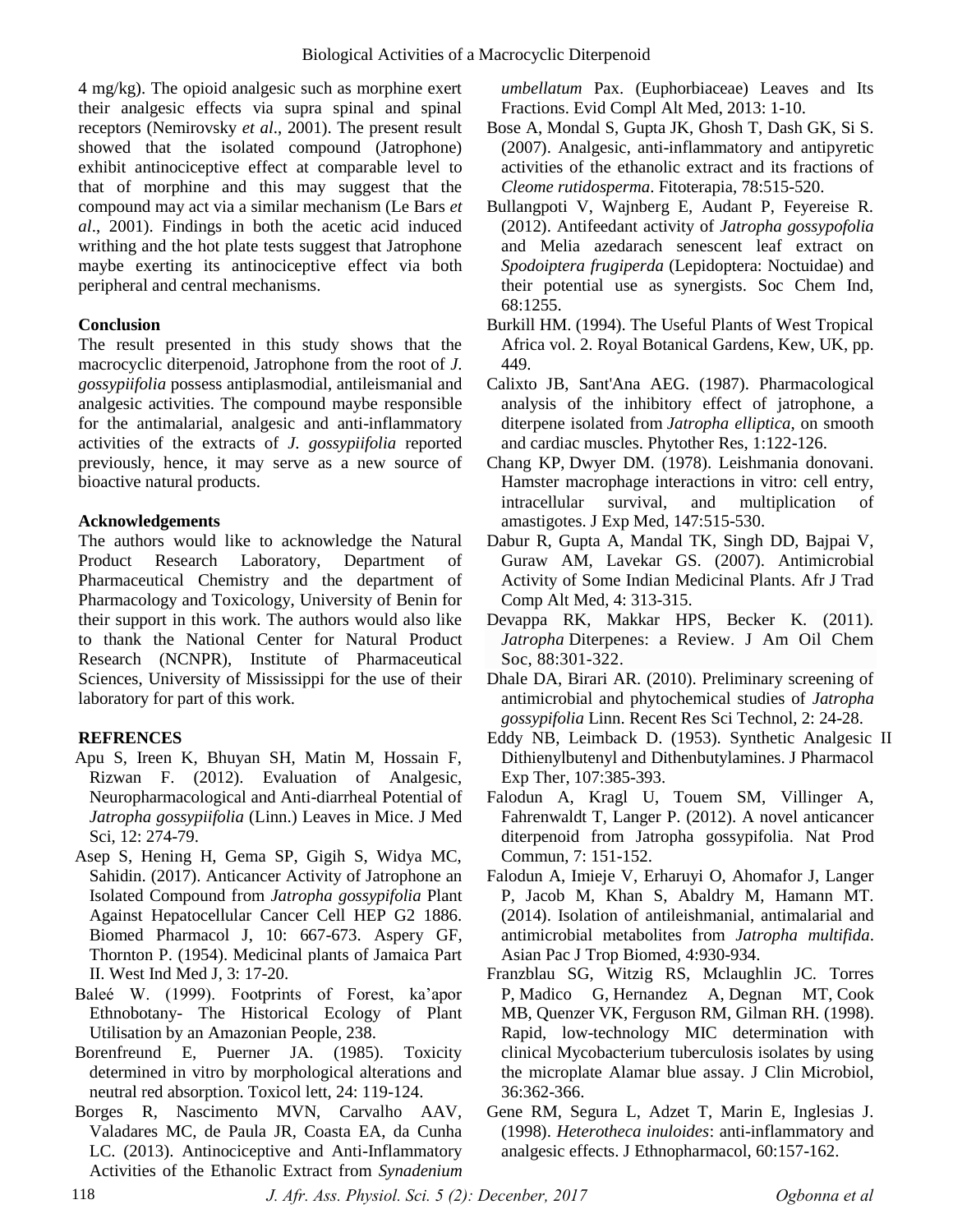4 mg/kg). The opioid analgesic such as morphine exert their analgesic effects via supra spinal and spinal receptors (Nemirovsky *et al*., 2001). The present result showed that the isolated compound (Jatrophone) exhibit antinociceptive effect at comparable level to that of morphine and this may suggest that the compound may act via a similar mechanism (Le Bars *et al*., 2001). Findings in both the acetic acid induced writhing and the hot plate tests suggest that Jatrophone maybe exerting its antinociceptive effect via both peripheral and central mechanisms.

**Conclusion**

The result presented in this study shows that the macrocyclic diterpenoid, Jatrophone from the root of *J. gossypiifolia* possess antiplasmodial, antileismanial and analgesic activities. The compound maybe responsible for the antimalarial, analgesic and anti-inflammatory activities of the extracts of *J. gossypiifolia* reported previously, hence, it may serve as a new source of bioactive natural products.

**Acknowledgements**

The authors would like to acknowledge the Natural Product Research Laboratory, Department of Pharmaceutical Chemistry and the department of Pharmacology and Toxicology, University of Benin for their support in this work. The authors would also like to thank the National Center for Natural Product Research (NCNPR), Institute of Pharmaceutical Sciences, University of Mississippi for the use of their laboratory for part of this work.

**REFRENCES**

Apu S, Ireen K, Bhuyan SH, Matin M, Hossain F, Rizwan F. (2012). Evaluation of Analgesic, Neuropharmacological and Anti-diarrheal Potential of *Jatropha gossypiifolia* (Linn.) Leaves in Mice. J Med Sci, 12: 274-79.

Asep S, Hening H, Gema SP, Gigih S, Widya MC, Sahidin. (2017). Anticancer Activity of Jatrophone an Isolated Compound from *Jatropha gossypifolia* Plant Against Hepatocellular Cancer Cell HEP G2 1886. Biomed Pharmacol J, 10: 667-673. Aspery GF, Thornton P. (1954). Medicinal plants of Jamaica Part II. West Ind Med J, 3: 17-20.

Baleé W. (1999). Footprints of Forest, ka'apor Ethnobotany- The Historical Ecology of Plant Utilisation by an Amazonian People, 238.

Borenfreund E, Puerner JA. (1985). Toxicity determined in vitro by morphological alterations and neutral red absorption. Toxicol lett, 24: 119-124.

Borges R, Nascimento MVN, Carvalho AAV, Valadares MC, de Paula JR, Coasta EA, da Cunha LC. (2013). Antinociceptive and Anti-Inflammatory Activities of the Ethanolic Extract from *Synadenium umbellatum* Pax. (Euphorbiaceae) Leaves and Its Fractions. Evid Compl Alt Med, 2013: 1-10.

Bose A, Mondal S, Gupta JK, Ghosh T, Dash GK, Si S. (2007). Analgesic, anti-inflammatory and antipyretic activities of the ethanolic extract and its fractions of *Cleome rutidosperma*. Fitoterapia, 78:515-520.

Bullangpoti V, Wajnberg E, Audant P, Feyereise R. (2012). Antifeedant activity of *Jatropha gossypofolia* and Melia azedarach senescent leaf extract on *Spodoiptera frugiperda* (Lepidoptera: Noctuidae) and their potential use as synergists. Soc Chem Ind, 68:1255.

Burkill HM. (1994). The Useful Plants of West Tropical Africa vol. 2. Royal Botanical Gardens, Kew, UK, pp. 449.

Calixto JB, Sant'Ana AEG. (1987). Pharmacological analysis of the inhibitory effect of jatrophone, a diterpene isolated from *Jatropha elliptica*, on smooth and cardiac muscles. Phytother Res, 1:122-126.

Chang KP, Dwyer DM. (1978). Leishmania donovani. Hamster macrophage interactions in vitro: cell entry, intracellular survival, and multiplication of amastigotes. J Exp Med, 147:515-530.

Dabur R, Gupta A, Mandal TK, Singh DD, Bajpai V, Guraw AM, Lavekar GS. (2007). Antimicrobial Activity of Some Indian Medicinal Plants. Afr J Trad Comp Alt Med, 4: 313-315.

Devappa RK, Makkar HPS, Becker K. (2011). *Jatropha* Diterpenes: a Review. J Am Oil Chem Soc, 88:301-322.

Dhale DA, Birari AR. (2010). Preliminary screening of antimicrobial and phytochemical studies of *Jatropha gossypifolia* Linn. Recent Res Sci Technol, 2: 24-28.

Eddy NB, Leimback D. (1953). Synthetic Analgesic II Dithienylbutenyl and Dithenbutylamines. J Pharmacol Exp Ther, 107:385-393.

Falodun A, Kragl U, Touem SM, Villinger A, Fahrenwaldt T, Langer P. (2012). A novel anticancer diterpenoid from Jatropha gossypifolia. Nat Prod Commun, 7: 151-152.

Falodun A, Imieje V, Erharuyi O, Ahomafor J, Langer P, Jacob M, Khan S, Abaldry M, Hamann MT. (2014). Isolation of antileishmanial, antimalarial and antimicrobial metabolites from *Jatropha multifida*. Asian Pac J Trop Biomed, 4:930-934.

Franzblau SG, Witzig RS, Mclaughlin JC. Torres P, Madico G, Hernandez A, Degnan MT, Cook MB, Quenzer VK, Ferguson RM, Gilman RH. (1998). Rapid, low-technology MIC determination with clinical Mycobacterium tuberculosis isolates by using the microplate Alamar blue assay. J Clin Microbiol, 36:362-366.

Gene RM, Segura L, Adzet T, Marin E, Inglesias J. (1998). *Heterotheca inuloides*: anti-inflammatory and analgesic effects. J Ethnopharmacol, 60:157-162.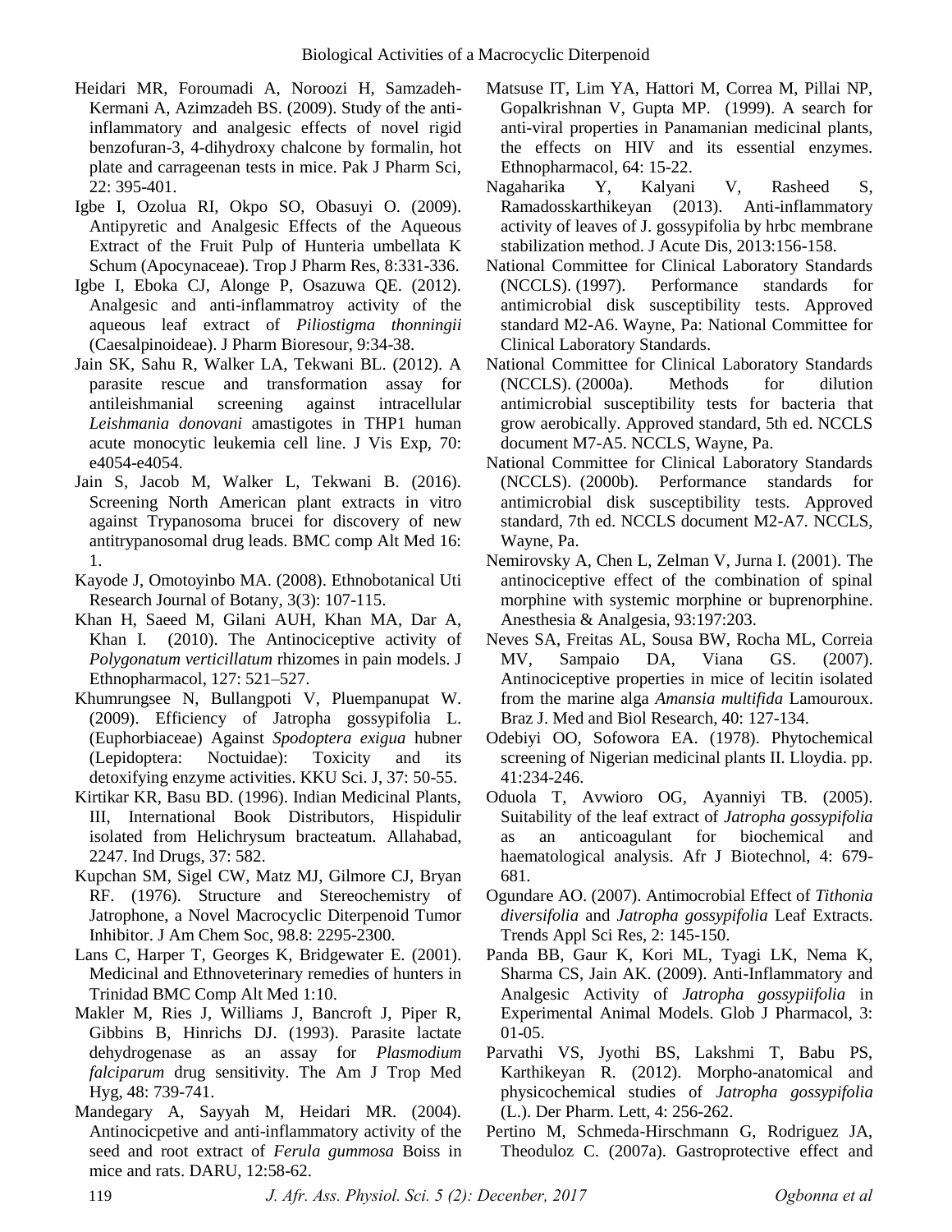Heidari MR, Foroumadi A, Noroozi H, Samzadeh-Kermani A, Azimzadeh BS. (2009). Study of the anti-inflammatory and analgesic effects of novel rigid benzofuran-3, 4-dihydroxy chalcone by formalin, hot plate and carrageenan tests in mice. Pak J Pharm Sci, 22: 395-401.

Igbe I, Ozolua RI, Okpo SO, Obasuyi O. (2009). Antipyretic and Analgesic Effects of the Aqueous Extract of the Fruit Pulp of Hunteria umbellata K Schum (Apocynaceae). Trop J Pharm Res, 8:331-336.

Igbe I, Eboka CJ, Alonge P, Osazuwa QE. (2012). Analgesic and anti-inflammatroy activity of the aqueous leaf extract of *Piliostigma thonningii* (Caesalpinoideae). J Pharm Bioresour, 9:34-38.

Jain SK, Sahu R, Walker LA, Tekwani BL. (2012). A parasite rescue and transformation assay for antileishmanial screening against intracellular *Leishmania donovani* amastigotes in THP1 human acute monocytic leukemia cell line. J Vis Exp, 70: e4054-e4054.

Jain S, Jacob M, Walker L, Tekwani B. (2016). Screening North American plant extracts in vitro against Trypanosoma brucei for discovery of new antitrypanosomal drug leads. BMC comp Alt Med 16: 1.

Kayode J, Omotoyinbo MA. (2008). Ethnobotanical Uti Research Journal of Botany, 3(3): 107-115.

Khan H, Saeed M, Gilani AUH, Khan MA, Dar A, Khan I. (2010). The Antinociceptive activity of *Polygonatum verticillatum* rhizomes in pain models. J Ethnopharmacol, 127: 521–527.

Khumrungsee N, Bullangpoti V, Pluempanupat W. (2009). Efficiency of Jatropha gossypifolia L. (Euphorbiaceae) Against *Spodoptera exigua* hubner (Lepidoptera: Noctuidae): Toxicity and its detoxifying enzyme activities. KKU Sci. J, 37: 50-55.

Kirtikar KR, Basu BD. (1996). Indian Medicinal Plants, III, International Book Distributors, Hispidulir isolated from Helichrysum bracteatum. Allahabad, 2247. Ind Drugs, 37: 582.

Kupchan SM, Sigel CW, Matz MJ, Gilmore CJ, Bryan RF. (1976). Structure and Stereochemistry of Jatrophone, a Novel Macrocyclic Diterpenoid Tumor Inhibitor. J Am Chem Soc, 98.8: 2295-2300.

Lans C, Harper T, Georges K, Bridgewater E. (2001). Medicinal and Ethnoveterinary remedies of hunters in Trinidad BMC Comp Alt Med 1:10.

Makler M, Ries J, Williams J, Bancroft J, Piper R, Gibbins B, Hinrichs DJ. (1993). Parasite lactate dehydrogenase as an assay for *Plasmodium falciparum* drug sensitivity. The Am J Trop Med Hyg, 48: 739-741.

Mandegary A, Sayyah M, Heidari MR. (2004). Antinocicpetive and anti-inflammatory activity of the seed and root extract of *Ferula gummosa* Boiss in mice and rats. DARU, 12:58-62.

Matsuse IT, Lim YA, Hattori M, Correa M, Pillai NP, Gopalkrishnan V, Gupta MP. (1999). A search for anti-viral properties in Panamanian medicinal plants, the effects on HIV and its essential enzymes. Ethnopharmacol, 64: 15-22.

Nagaharika Y, Kalyani V, Rasheed S, Ramadosskarthikeyan (2013). Anti-inflammatory activity of leaves of J. gossypifolia by hrbc membrane stabilization method. J Acute Dis, 2013:156-158.

National Committee for Clinical Laboratory Standards (NCCLS). (1997). Performance standards for antimicrobial disk susceptibility tests. Approved standard M2-A6. Wayne, Pa: National Committee for Clinical Laboratory Standards.

National Committee for Clinical Laboratory Standards (NCCLS). (2000a). Methods for dilution antimicrobial susceptibility tests for bacteria that grow aerobically. Approved standard, 5th ed. NCCLS document M7-A5. NCCLS, Wayne, Pa.

National Committee for Clinical Laboratory Standards (NCCLS). (2000b). Performance standards for antimicrobial disk susceptibility tests. Approved standard, 7th ed. NCCLS document M2-A7. NCCLS, Wayne, Pa.

Nemirovsky A, Chen L, Zelman V, Jurna I. (2001). The antinociceptive effect of the combination of spinal morphine with systemic morphine or buprenorphine. Anesthesia & Analgesia, 93:197:203.

Neves SA, Freitas AL, Sousa BW, Rocha ML, Correia MV, Sampaio DA, Viana GS. (2007). Antinociceptive properties in mice of lecitin isolated from the marine alga *Amansia multifida* Lamouroux. Braz J. Med and Biol Research, 40: 127-134.

Odebiyi OO, Sofowora EA. (1978). Phytochemical screening of Nigerian medicinal plants II. Lloydia. pp. 41:234-246.

Oduola T, Avwioro OG, Ayanniyi TB. (2005). Suitability of the leaf extract of *Jatropha gossypifolia* as an anticoagulant for biochemical and haematological analysis. Afr J Biotechnol, 4: 679-681.

Ogundare AO. (2007). Antimocrobial Effect of *Tithonia diversifolia* and *Jatropha gossypifolia* Leaf Extracts. Trends Appl Sci Res, 2: 145-150.

Panda BB, Gaur K, Kori ML, Tyagi LK, Nema K, Sharma CS, Jain AK. (2009). Anti-Inflammatory and Analgesic Activity of *Jatropha gossypiifolia* in Experimental Animal Models. Glob J Pharmacol, 3: 01-05.

Parvathi VS, Jyothi BS, Lakshmi T, Babu PS, Karthikeyan R. (2012). Morpho-anatomical and physicochemical studies of *Jatropha gossypifolia* (L.). Der Pharm. Lett, 4: 256-262.

Pertino M, Schmeda-Hirschmann G, Rodriguez JA, Theoduloz C. (2007a). Gastroprotective effect and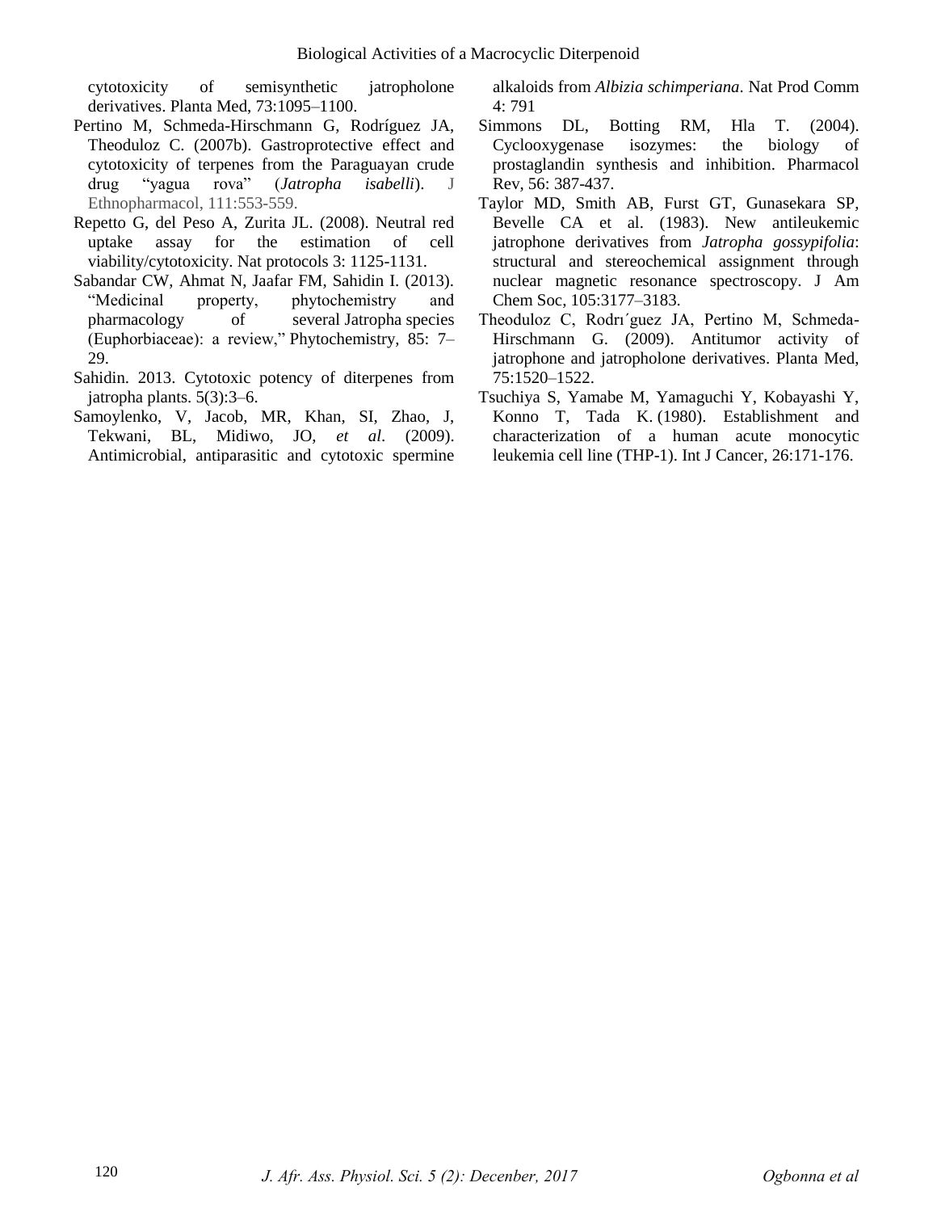cytotoxicity of semisynthetic jatropholone derivatives. Planta Med, 73:1095–1100.

Pertino M, Schmeda-Hirschmann G, Rodríguez JA, Theoduloz C. (2007b). Gastroprotective effect and cytotoxicity of terpenes from the Paraguayan crude drug "yagua rova" (*Jatropha isabelli*). J Ethnopharmacol, 111:553-559.

Repetto G, del Peso A, Zurita JL. (2008). Neutral red uptake assay for the estimation of cell viability/cytotoxicity. Nat protocols 3: 1125-1131.

Sabandar CW, Ahmat N, Jaafar FM, Sahidin I. (2013). "Medicinal property, phytochemistry and pharmacology of several Jatropha species (Euphorbiaceae): a review," Phytochemistry, 85: 7–29.

Sahidin. 2013. Cytotoxic potency of diterpenes from jatropha plants. 5(3):3–6.

Samoylenko, V, Jacob, MR, Khan, SI, Zhao, J, Tekwani, BL, Midiwo, JO, *et al*. (2009). Antimicrobial, antiparasitic and cytotoxic spermine alkaloids from *Albizia schimperiana*. Nat Prod Comm 4: 791

Simmons DL, Botting RM, Hla T. (2004). Cyclooxygenase isozymes: the biology of prostaglandin synthesis and inhibition. Pharmacol Rev, 56: 387-437.

Taylor MD, Smith AB, Furst GT, Gunasekara SP, Bevelle CA et al. (1983). New antileukemic jatrophone derivatives from *Jatropha gossypifolia*: structural and stereochemical assignment through nuclear magnetic resonance spectroscopy. J Am Chem Soc, 105:3177–3183.

Theoduloz C, Rodrı´guez JA, Pertino M, Schmeda-Hirschmann G. (2009). Antitumor activity of jatrophone and jatropholone derivatives. Planta Med, 75:1520–1522.

Tsuchiya S, Yamabe M, Yamaguchi Y, Kobayashi Y, Konno T, Tada K. (1980). Establishment and characterization of a human acute monocytic leukemia cell line (THP-1). Int J Cancer, 26:171-176.